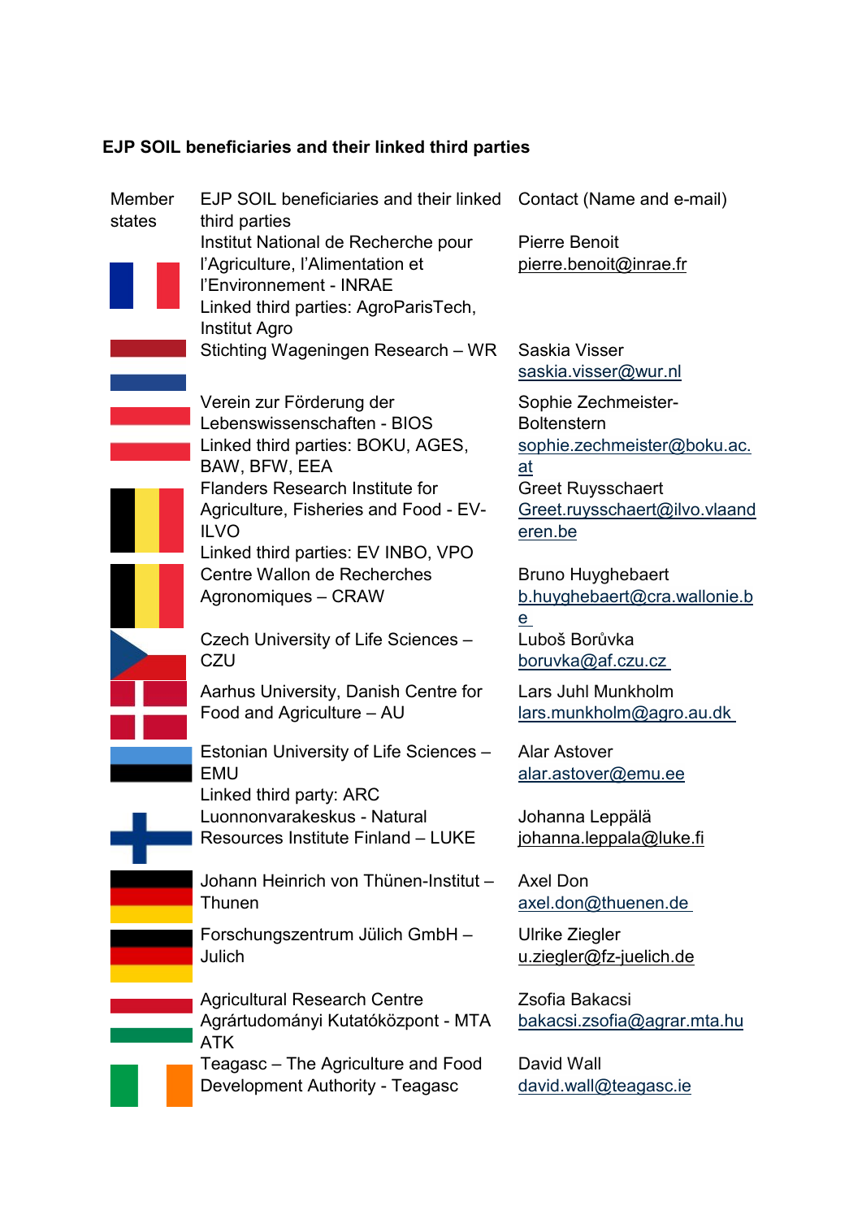**EJP SOIL beneficiaries and their linked third parties**

| Member states | EJP SOIL beneficiaries and their linked third parties | Contact (Name and e-mail) |
|---|---|---|
| | Institut National de Recherche pour l'Agriculture, l'Alimentation et l'Environnement - INRAE<br>Linked third parties: AgroParisTech, Institut Agro | Pierre Benoit<br>pierre.benoit@inrae.fr |
| | Stichting Wageningen Research – WR | Saskia Visser<br>saskia.visser@wur.nl |
| | Verein zur Förderung der Lebenswissenschaften - BIOS<br>Linked third parties: BOKU, AGES, BAW, BFW, EEA | Sophie Zechmeister-Boltenstern<br>sophie.zechmeister@boku.ac.at |
| | Flanders Research Institute for Agriculture, Fisheries and Food - EV-ILVO<br>Linked third parties: EV INBO, VPO | Greet Ruysschaert<br>Greet.ruysschaert@ilvo.vlaanderen.be |
| | Centre Wallon de Recherches Agronomiques – CRAW | Bruno Huyghebaert<br>b.huyghebaert@cra.wallonie.be |
| | Czech University of Life Sciences – CZU | Luboš Borůvka<br>boruvka@af.czu.cz |
| | Aarhus University, Danish Centre for Food and Agriculture – AU | Lars Juhl Munkholm<br>lars.munkholm@agro.au.dk |
| | Estonian University of Life Sciences – EMU<br>Linked third party: ARC | Alar Astover<br>alar.astover@emu.ee |
| | Luonnonvarakeskus - Natural Resources Institute Finland – LUKE | Johanna Leppälä<br>johanna.leppala@luke.fi |
| | Johann Heinrich von Thünen-Institut – Thunen | Axel Don<br>axel.don@thuenen.de |
| | Forschungszentrum Jülich GmbH – Julich | Ulrike Ziegler<br>u.ziegler@fz-juelich.de |
| | Agricultural Research Centre Agrártudományi Kutatóközpont - MTA ATK | Zsofia Bakacsi<br>bakacsi.zsofia@agrar.mta.hu |
| | Teagasc – The Agriculture and Food Development Authority - Teagasc | David Wall<br>david.wall@teagasc.ie |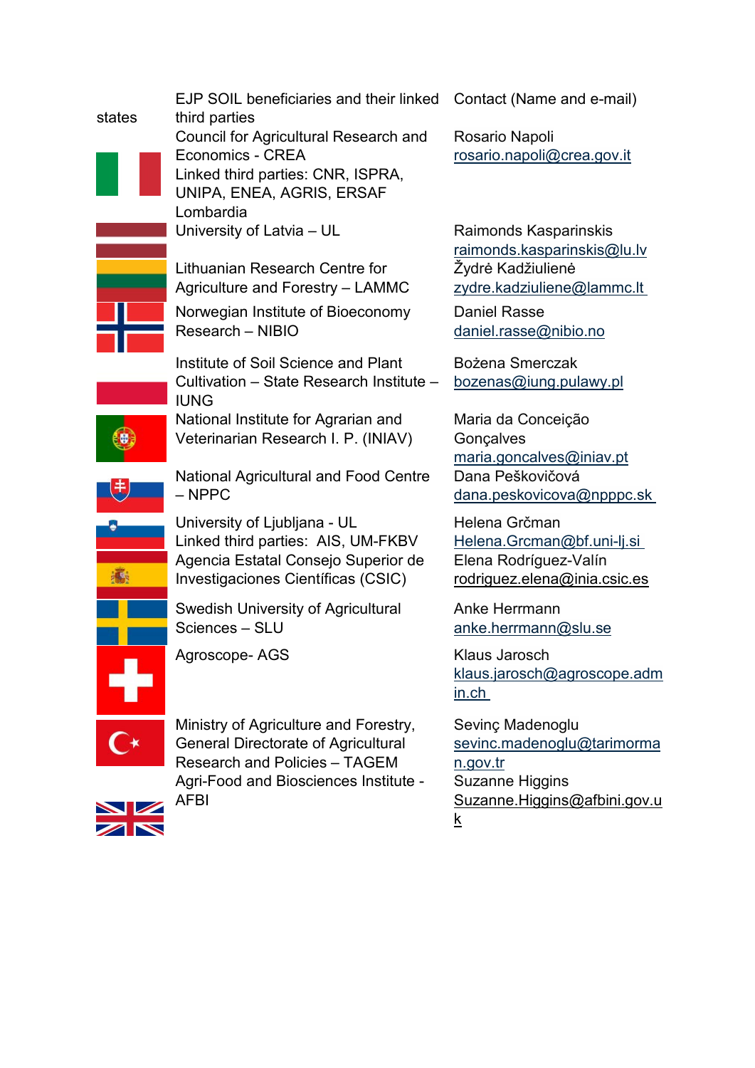| states | EJP SOIL beneficiaries and their linked third parties | Contact (Name and e-mail) |
|---|---|---|
| | Council for Agricultural Research and Economics - CREA<br>Linked third parties: CNR, ISPRA, UNIPA, ENEA, AGRIS, ERSAF Lombardia | Rosario Napoli<br>rosario.napoli@crea.gov.it |
| | University of Latvia – UL | Raimonds Kasparinskis<br>raimonds.kasparinskis@lu.lv |
| | Lithuanian Research Centre for Agriculture and Forestry – LAMMC | Žydrė Kadžiulienė<br>zydre.kadziuliene@lammc.lt |
| | Norwegian Institute of Bioeconomy Research – NIBIO | Daniel Rasse<br>daniel.rasse@nibio.no |
| | Institute of Soil Science and Plant Cultivation – State Research Institute – IUNG | Bożena Smerczak<br>bozenas@iung.pulawy.pl |
| | National Institute for Agrarian and Veterinarian Research I. P. (INIAV) | Maria da Conceição Gonçalves<br>maria.goncalves@iniav.pt |
| | National Agricultural and Food Centre – NPPC | Dana Peškovičová<br>dana.peskovicova@npppc.sk |
| | University of Ljubljana - UL<br>Linked third parties: AIS, UM-FKBV | Helena Grčman<br>Helena.Grcman@bf.uni-lj.si |
| | Agencia Estatal Consejo Superior de Investigaciones Científicas (CSIC) | Elena Rodríguez-Valín<br>rodriguez.elena@inia.csic.es |
| | Swedish University of Agricultural Sciences – SLU | Anke Herrmann<br>anke.herrmann@slu.se |
| | Agroscope- AGS | Klaus Jarosch<br>klaus.jarosch@agroscope.admin.ch |
| | Ministry of Agriculture and Forestry, General Directorate of Agricultural Research and Policies – TAGEM | Sevinç Madenoglu<br>sevinc.madenoglu@tarimorman.gov.tr |
| | Agri-Food and Biosciences Institute - AFBI | Suzanne Higgins<br>Suzanne.Higgins@afbini.gov.uk |